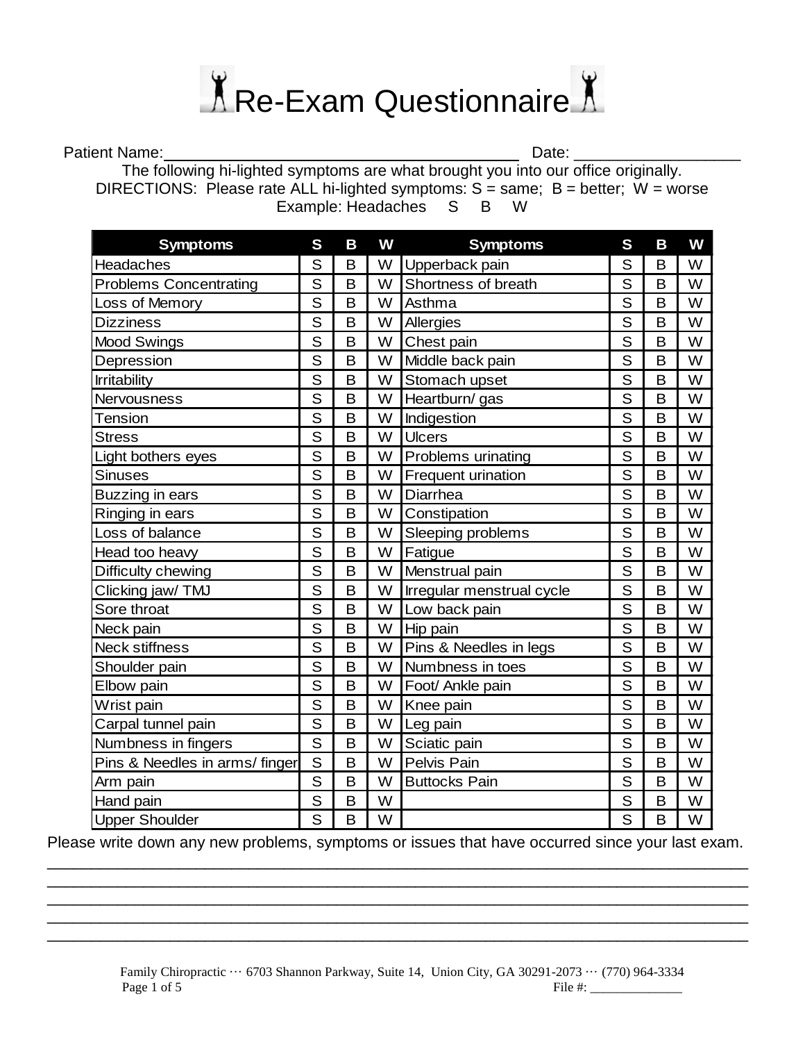# Re-Exam Questionnaire

Patient Name:________________________________________ Date: ___________________

The following hi-lighted symptoms are what brought you into our office originally.

DIRECTIONS: Please rate ALL hi-lighted symptoms: S = same; B = better; W = worse

Example: Headaches S B W

| Symptoms | S | B | W | Symptoms | S | B | W |
|---|---|---|---|---|---|---|---|
| Headaches | S | B | W | Upperback pain | S | B | W |
| Problems Concentrating | S | B | W | Shortness of breath | S | B | W |
| Loss of Memory | S | B | W | Asthma | S | B | W |
| Dizziness | S | B | W | Allergies | S | B | W |
| Mood Swings | S | B | W | Chest pain | S | B | W |
| Depression | S | B | W | Middle back pain | S | B | W |
| Irritability | S | B | W | Stomach upset | S | B | W |
| Nervousness | S | B | W | Heartburn/ gas | S | B | W |
| Tension | S | B | W | Indigestion | S | B | W |
| Stress | S | B | W | Ulcers | S | B | W |
| Light bothers eyes | S | B | W | Problems urinating | S | B | W |
| Sinuses | S | B | W | Frequent urination | S | B | W |
| Buzzing in ears | S | B | W | Diarrhea | S | B | W |
| Ringing in ears | S | B | W | Constipation | S | B | W |
| Loss of balance | S | B | W | Sleeping problems | S | B | W |
| Head too heavy | S | B | W | Fatigue | S | B | W |
| Difficulty chewing | S | B | W | Menstrual pain | S | B | W |
| Clicking jaw/ TMJ | S | B | W | Irregular menstrual cycle | S | B | W |
| Sore throat | S | B | W | Low back pain | S | B | W |
| Neck pain | S | B | W | Hip pain | S | B | W |
| Neck stiffness | S | B | W | Pins & Needles in legs | S | B | W |
| Shoulder pain | S | B | W | Numbness in toes | S | B | W |
| Elbow pain | S | B | W | Foot/ Ankle pain | S | B | W |
| Wrist pain | S | B | W | Knee pain | S | B | W |
| Carpal tunnel pain | S | B | W | Leg pain | S | B | W |
| Numbness in fingers | S | B | W | Sciatic pain | S | B | W |
| Pins & Needles in arms/ finger | S | B | W | Pelvis Pain | S | B | W |
| Arm pain | S | B | W | Buttocks Pain | S | B | W |
| Hand pain | S | B | W | | S | B | W |
| Upper Shoulder | S | B | W | | S | B | W |

Please write down any new problems, symptoms or issues that have occurred since your last exam.

_______________________________________________________________________________

_______________________________________________________________________________

_______________________________________________________________________________

_______________________________________________________________________________

_______________________________________________________________________________

Family Chiropractic ··· 6703 Shannon Parkway, Suite 14, Union City, GA 30291-2073 ··· (770) 964-3334

File #: ______________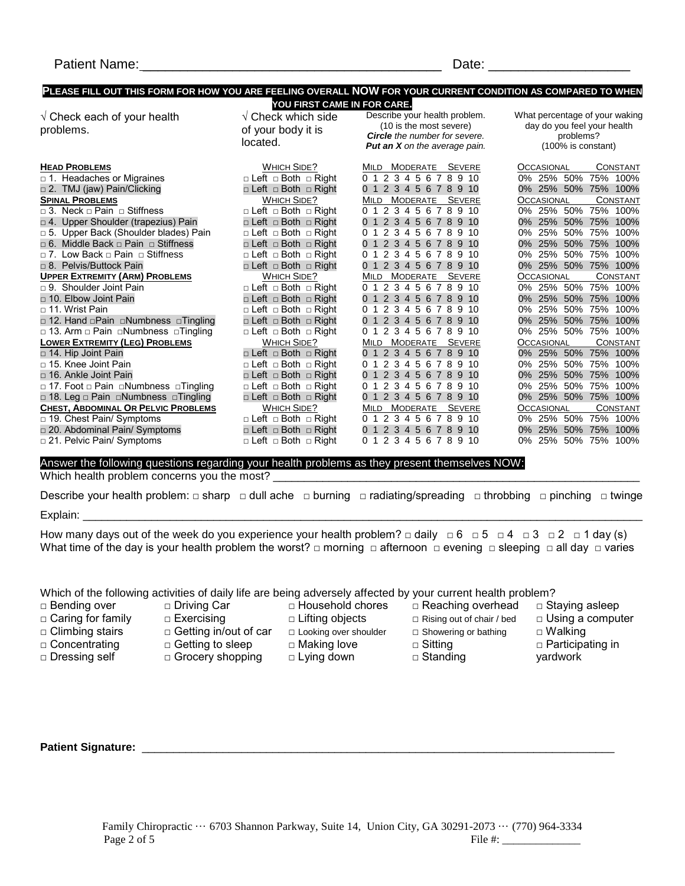Patient Name:_______________________________________ Date: __________________

**PLEASE FILL OUT THIS FORM FOR HOW YOU ARE FEELING OVERALL NOW FOR YOUR CURRENT CONDITION AS COMPARED TO WHEN YOU FIRST CAME IN FOR CARE.**

| √ Check each of your health problems. | √ Check which side of your body it is located. | Describe your health problem. (10 is the most severe) ***Circle*** *the number for severe.* ***Put an X*** *on the average pain.* | What percentage of your waking day do you feel your health problems? (100% is constant) |
|---|---|---|---|
| **HEAD PROBLEMS** | WHICH SIDE? | MILD MODERATE SEVERE | OCCASIONAL CONSTANT |
| □ 1. Headaches or Migraines | □ Left □ Both □ Right | 0 1 2 3 4 5 6 7 8 9 10 | 0% 25% 50% 75% 100% |
| □ 2. TMJ (jaw) Pain/Clicking | □ Left □ Both □ Right | 0 1 2 3 4 5 6 7 8 9 10 | 0% 25% 50% 75% 100% |
| **SPINAL PROBLEMS** | WHICH SIDE? | MILD MODERATE SEVERE | OCCASIONAL CONSTANT |
| □ 3. Neck □ Pain □ Stiffness | □ Left □ Both □ Right | 0 1 2 3 4 5 6 7 8 9 10 | 0% 25% 50% 75% 100% |
| □ 4. Upper Shoulder (trapezius) Pain | □ Left □ Both □ Right | 0 1 2 3 4 5 6 7 8 9 10 | 0% 25% 50% 75% 100% |
| □ 5. Upper Back (Shoulder blades) Pain | □ Left □ Both □ Right | 0 1 2 3 4 5 6 7 8 9 10 | 0% 25% 50% 75% 100% |
| □ 6. Middle Back □ Pain □ Stiffness | □ Left □ Both □ Right | 0 1 2 3 4 5 6 7 8 9 10 | 0% 25% 50% 75% 100% |
| □ 7. Low Back □ Pain □ Stiffness | □ Left □ Both □ Right | 0 1 2 3 4 5 6 7 8 9 10 | 0% 25% 50% 75% 100% |
| □ 8. Pelvis/Buttock Pain | □ Left □ Both □ Right | 0 1 2 3 4 5 6 7 8 9 10 | 0% 25% 50% 75% 100% |
| **UPPER EXTREMITY (ARM) PROBLEMS** | WHICH SIDE? | MILD MODERATE SEVERE | OCCASIONAL CONSTANT |
| □ 9. Shoulder Joint Pain | □ Left □ Both □ Right | 0 1 2 3 4 5 6 7 8 9 10 | 0% 25% 50% 75% 100% |
| □ 10. Elbow Joint Pain | □ Left □ Both □ Right | 0 1 2 3 4 5 6 7 8 9 10 | 0% 25% 50% 75% 100% |
| □ 11. Wrist Pain | □ Left □ Both □ Right | 0 1 2 3 4 5 6 7 8 9 10 | 0% 25% 50% 75% 100% |
| □ 12. Hand □Pain □Numbness □Tingling | □ Left □ Both □ Right | 0 1 2 3 4 5 6 7 8 9 10 | 0% 25% 50% 75% 100% |
| □ 13. Arm □ Pain □Numbness □Tingling | □ Left □ Both □ Right | 0 1 2 3 4 5 6 7 8 9 10 | 0% 25% 50% 75% 100% |
| **LOWER EXTREMITY (LEG) PROBLEMS** | WHICH SIDE? | MILD MODERATE SEVERE | OCCASIONAL CONSTANT |
| □ 14. Hip Joint Pain | □ Left □ Both □ Right | 0 1 2 3 4 5 6 7 8 9 10 | 0% 25% 50% 75% 100% |
| □ 15. Knee Joint Pain | □ Left □ Both □ Right | 0 1 2 3 4 5 6 7 8 9 10 | 0% 25% 50% 75% 100% |
| □ 16. Ankle Joint Pain | □ Left □ Both □ Right | 0 1 2 3 4 5 6 7 8 9 10 | 0% 25% 50% 75% 100% |
| □ 17. Foot □ Pain □Numbness □Tingling | □ Left □ Both □ Right | 0 1 2 3 4 5 6 7 8 9 10 | 0% 25% 50% 75% 100% |
| □ 18. Leg □ Pain □Numbness □Tingling | □ Left □ Both □ Right | 0 1 2 3 4 5 6 7 8 9 10 | 0% 25% 50% 75% 100% |
| **CHEST, ABDOMINAL OR PELVIC PROBLEMS** | WHICH SIDE? | MILD MODERATE SEVERE | OCCASIONAL CONSTANT |
| □ 19. Chest Pain/ Symptoms | □ Left □ Both □ Right | 0 1 2 3 4 5 6 7 8 9 10 | 0% 25% 50% 75% 100% |
| □ 20. Abdominal Pain/ Symptoms | □ Left □ Both □ Right | 0 1 2 3 4 5 6 7 8 9 10 | 0% 25% 50% 75% 100% |
| □ 21. Pelvic Pain/ Symptoms | □ Left □ Both □ Right | 0 1 2 3 4 5 6 7 8 9 10 | 0% 25% 50% 75% 100% |

**Answer the following questions regarding your health problems as they present themselves NOW:**

Which health problem concerns you the most? ____________________________________________

Describe your health problem: □ sharp □ dull ache □ burning □ radiating/spreading □ throbbing □ pinching □ twinge

Explain: ____________________________________________________________________________

How many days out of the week do you experience your health problem? □ daily □ 6 □ 5 □ 4 □ 3 □ 2 □ 1 day (s)

What time of the day is your health problem the worst? □ morning □ afternoon □ evening □ sleeping □ all day □ varies

Which of the following activities of daily life are being adversely affected by your current health problem?

| | | | | |
|---|---|---|---|---|
| □ Bending over | □ Driving Car | □ Household chores | □ Reaching overhead | □ Staying asleep |
| □ Caring for family | □ Exercising | □ Lifting objects | □ Rising out of chair / bed | □ Using a computer |
| □ Climbing stairs | □ Getting in/out of car | □ Looking over shoulder | □ Showering or bathing | □ Walking |
| □ Concentrating | □ Getting to sleep | □ Making love | □ Sitting | □ Participating in yardwork |
| □ Dressing self | □ Grocery shopping | □ Lying down | □ Standing | |

**Patient Signature:** ____________________________________________

Family Chiropractic ··· 6703 Shannon Parkway, Suite 14, Union City, GA 30291-2073 ··· (770) 964-3334

File #: _____________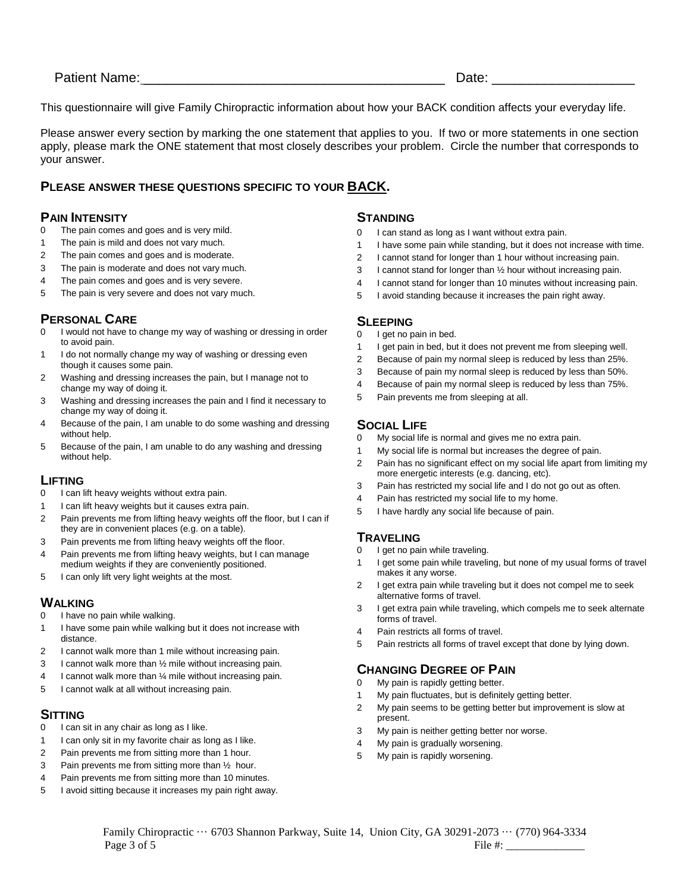Patient Name:_______________________________________ Date: __________________

This questionnaire will give Family Chiropractic information about how your BACK condition affects your everyday life.

Please answer every section by marking the one statement that applies to you. If two or more statements in one section apply, please mark the ONE statement that most closely describes your problem. Circle the number that corresponds to your answer.

## PLEASE ANSWER THESE QUESTIONS SPECIFIC TO YOUR BACK.

### PAIN INTENSITY

0 The pain comes and goes and is very mild.
1 The pain is mild and does not vary much.
2 The pain comes and goes and is moderate.
3 The pain is moderate and does not vary much.
4 The pain comes and goes and is very severe.
5 The pain is very severe and does not vary much.

### PERSONAL CARE

0 I would not have to change my way of washing or dressing in order to avoid pain.
1 I do not normally change my way of washing or dressing even though it causes some pain.
2 Washing and dressing increases the pain, but I manage not to change my way of doing it.
3 Washing and dressing increases the pain and I find it necessary to change my way of doing it.
4 Because of the pain, I am unable to do some washing and dressing without help.
5 Because of the pain, I am unable to do any washing and dressing without help.

### LIFTING

0 I can lift heavy weights without extra pain.
1 I can lift heavy weights but it causes extra pain.
2 Pain prevents me from lifting heavy weights off the floor, but I can if they are in convenient places (e.g. on a table).
3 Pain prevents me from lifting heavy weights off the floor.
4 Pain prevents me from lifting heavy weights, but I can manage medium weights if they are conveniently positioned.
5 I can only lift very light weights at the most.

### WALKING

0 I have no pain while walking.
1 I have some pain while walking but it does not increase with distance.
2 I cannot walk more than 1 mile without increasing pain.
3 I cannot walk more than ½ mile without increasing pain.
4 I cannot walk more than ¼ mile without increasing pain.
5 I cannot walk at all without increasing pain.

### SITTING

0 I can sit in any chair as long as I like.
1 I can only sit in my favorite chair as long as I like.
2 Pain prevents me from sitting more than 1 hour.
3 Pain prevents me from sitting more than ½ hour.
4 Pain prevents me from sitting more than 10 minutes.
5 I avoid sitting because it increases my pain right away.

### STANDING

0 I can stand as long as I want without extra pain.
1 I have some pain while standing, but it does not increase with time.
2 I cannot stand for longer than 1 hour without increasing pain.
3 I cannot stand for longer than ½ hour without increasing pain.
4 I cannot stand for longer than 10 minutes without increasing pain.
5 I avoid standing because it increases the pain right away.

### SLEEPING

0 I get no pain in bed.
1 I get pain in bed, but it does not prevent me from sleeping well.
2 Because of pain my normal sleep is reduced by less than 25%.
3 Because of pain my normal sleep is reduced by less than 50%.
4 Because of pain my normal sleep is reduced by less than 75%.
5 Pain prevents me from sleeping at all.

### SOCIAL LIFE

0 My social life is normal and gives me no extra pain.
1 My social life is normal but increases the degree of pain.
2 Pain has no significant effect on my social life apart from limiting my more energetic interests (e.g. dancing, etc).
3 Pain has restricted my social life and I do not go out as often.
4 Pain has restricted my social life to my home.
5 I have hardly any social life because of pain.

### TRAVELING

0 I get no pain while traveling.
1 I get some pain while traveling, but none of my usual forms of travel makes it any worse.
2 I get extra pain while traveling but it does not compel me to seek alternative forms of travel.
3 I get extra pain while traveling, which compels me to seek alternate forms of travel.
4 Pain restricts all forms of travel.
5 Pain restricts all forms of travel except that done by lying down.

### CHANGING DEGREE OF PAIN

0 My pain is rapidly getting better.
1 My pain fluctuates, but is definitely getting better.
2 My pain seems to be getting better but improvement is slow at present.
3 My pain is neither getting better nor worse.
4 My pain is gradually worsening.
5 My pain is rapidly worsening.

Family Chiropractic ··· 6703 Shannon Parkway, Suite 14, Union City, GA 30291-2073 ··· (770) 964-3334

File #: ______________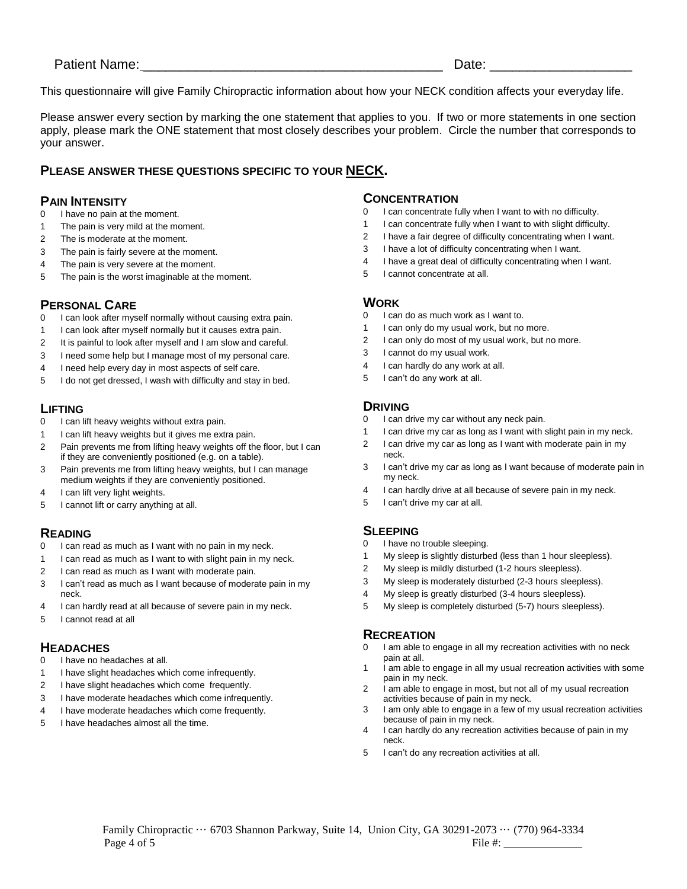Patient Name:\_\_\_\_\_\_\_\_\_\_\_\_\_\_\_\_\_\_\_\_\_\_\_\_\_\_\_\_\_\_\_\_\_\_\_\_\_\_\_\_ Date: \_\_\_\_\_\_\_\_\_\_\_\_\_\_\_\_\_\_\_

This questionnaire will give Family Chiropractic information about how your NECK condition affects your everyday life.

Please answer every section by marking the one statement that applies to you. If two or more statements in one section apply, please mark the ONE statement that most closely describes your problem. Circle the number that corresponds to your answer.

**PLEASE ANSWER THESE QUESTIONS SPECIFIC TO YOUR NECK.**

### PAIN INTENSITY

0 I have no pain at the moment.
1 The pain is very mild at the moment.
2 The is moderate at the moment.
3 The pain is fairly severe at the moment.
4 The pain is very severe at the moment.
5 The pain is the worst imaginable at the moment.

### PERSONAL CARE

0 I can look after myself normally without causing extra pain.
1 I can look after myself normally but it causes extra pain.
2 It is painful to look after myself and I am slow and careful.
3 I need some help but I manage most of my personal care.
4 I need help every day in most aspects of self care.
5 I do not get dressed, I wash with difficulty and stay in bed.

### LIFTING

0 I can lift heavy weights without extra pain.
1 I can lift heavy weights but it gives me extra pain.
2 Pain prevents me from lifting heavy weights off the floor, but I can if they are conveniently positioned (e.g. on a table).
3 Pain prevents me from lifting heavy weights, but I can manage medium weights if they are conveniently positioned.
4 I can lift very light weights.
5 I cannot lift or carry anything at all.

### READING

0 I can read as much as I want with no pain in my neck.
1 I can read as much as I want to with slight pain in my neck.
2 I can read as much as I want with moderate pain.
3 I can't read as much as I want because of moderate pain in my neck.
4 I can hardly read at all because of severe pain in my neck.
5 I cannot read at all

### HEADACHES

0 I have no headaches at all.
1 I have slight headaches which come infrequently.
2 I have slight headaches which come frequently.
3 I have moderate headaches which come infrequently.
4 I have moderate headaches which come frequently.
5 I have headaches almost all the time.

### CONCENTRATION

0 I can concentrate fully when I want to with no difficulty.
1 I can concentrate fully when I want to with slight difficulty.
2 I have a fair degree of difficulty concentrating when I want.
3 I have a lot of difficulty concentrating when I want.
4 I have a great deal of difficulty concentrating when I want.
5 I cannot concentrate at all.

### WORK

0 I can do as much work as I want to.
1 I can only do my usual work, but no more.
2 I can only do most of my usual work, but no more.
3 I cannot do my usual work.
4 I can hardly do any work at all.
5 I can't do any work at all.

### DRIVING

0 I can drive my car without any neck pain.
1 I can drive my car as long as I want with slight pain in my neck.
2 I can drive my car as long as I want with moderate pain in my neck.
3 I can't drive my car as long as I want because of moderate pain in my neck.
4 I can hardly drive at all because of severe pain in my neck.
5 I can't drive my car at all.

### SLEEPING

0 I have no trouble sleeping.
1 My sleep is slightly disturbed (less than 1 hour sleepless).
2 My sleep is mildly disturbed (1-2 hours sleepless).
3 My sleep is moderately disturbed (2-3 hours sleepless).
4 My sleep is greatly disturbed (3-4 hours sleepless).
5 My sleep is completely disturbed (5-7) hours sleepless).

### RECREATION

0 I am able to engage in all my recreation activities with no neck pain at all.
1 I am able to engage in all my usual recreation activities with some pain in my neck.
2 I am able to engage in most, but not all of my usual recreation activities because of pain in my neck.
3 I am only able to engage in a few of my usual recreation activities because of pain in my neck.
4 I can hardly do any recreation activities because of pain in my neck.
5 I can't do any recreation activities at all.

Family Chiropractic ··· 6703 Shannon Parkway, Suite 14, Union City, GA 30291-2073 ··· (770) 964-3334

File #: \_\_\_\_\_\_\_\_\_\_\_\_\_\_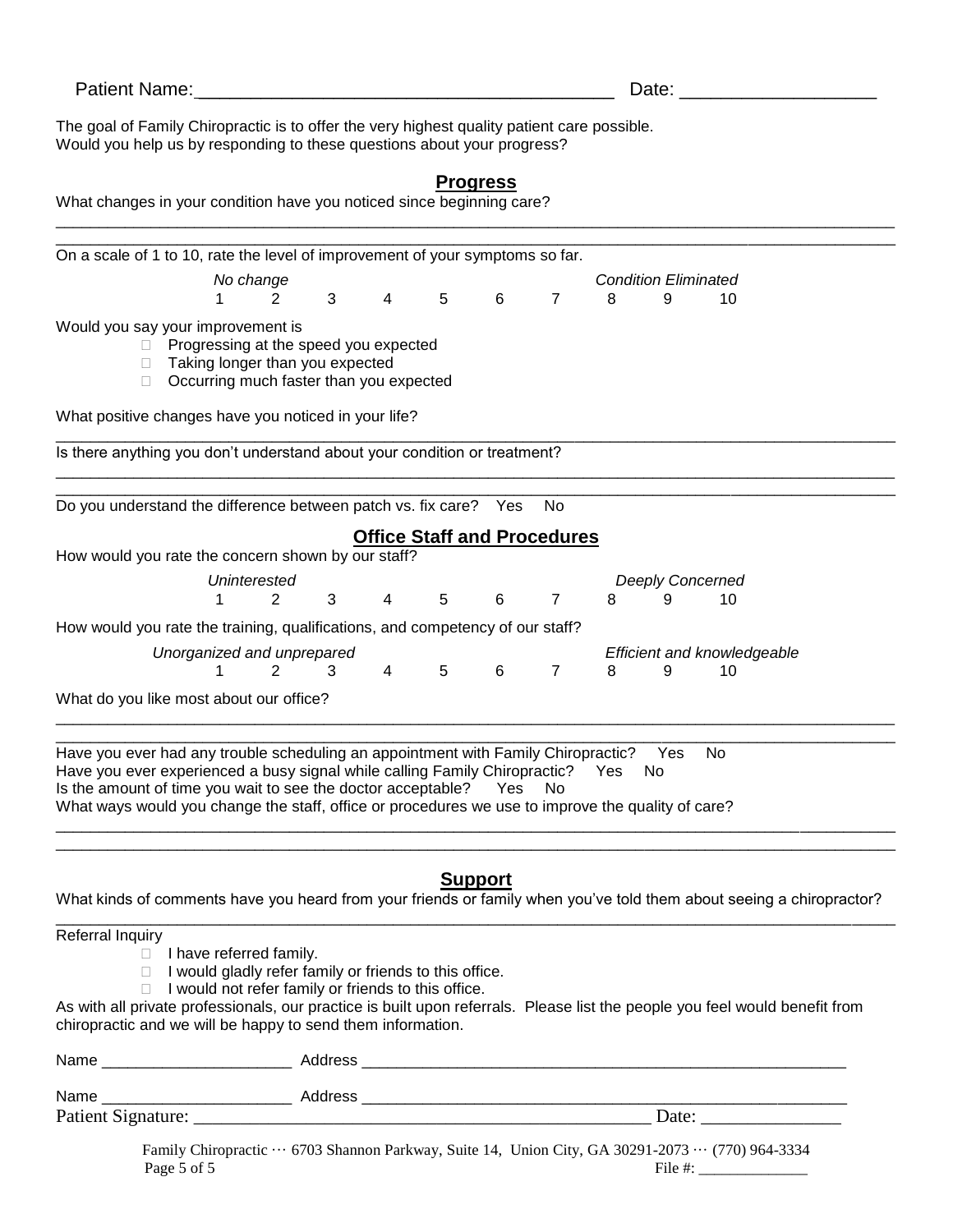Patient Name:________________________________________ Date: __________________

The goal of Family Chiropractic is to offer the very highest quality patient care possible.
Would you help us by responding to these questions about your progress?

## Progress

What changes in your condition have you noticed since beginning care?

_______________________________________________________________________________________________

_______________________________________________________________________________________________

On a scale of 1 to 10, rate the level of improvement of your symptoms so far.

| *No change* | | | | | | | *Condition Eliminated* | | |
|---|---|---|---|---|---|---|---|---|---|
| 1 | 2 | 3 | 4 | 5 | 6 | 7 | 8 | 9 | 10 |

Would you say your improvement is

- ☐ Progressing at the speed you expected
- ☐ Taking longer than you expected
- ☐ Occurring much faster than you expected

What positive changes have you noticed in your life?

_______________________________________________________________________________________________

Is there anything you don't understand about your condition or treatment?

_______________________________________________________________________________________________

_______________________________________________________________________________________________

Do you understand the difference between patch vs. fix care? Yes No

## Office Staff and Procedures

How would you rate the concern shown by our staff?

| *Uninterested* | | | | | | | *Deeply Concerned* | | |
|---|---|---|---|---|---|---|---|---|---|
| 1 | 2 | 3 | 4 | 5 | 6 | 7 | 8 | 9 | 10 |

How would you rate the training, qualifications, and competency of our staff?

| *Unorganized and unprepared* | | | | | | | *Efficient and knowledgeable* | | |
|---|---|---|---|---|---|---|---|---|---|
| 1 | 2 | 3 | 4 | 5 | 6 | 7 | 8 | 9 | 10 |

What do you like most about our office?

_______________________________________________________________________________________________

_______________________________________________________________________________________________

Have you ever had any trouble scheduling an appointment with Family Chiropractic? Yes No
Have you ever experienced a busy signal while calling Family Chiropractic? Yes No
Is the amount of time you wait to see the doctor acceptable? Yes No
What ways would you change the staff, office or procedures we use to improve the quality of care?

_______________________________________________________________________________________________

_______________________________________________________________________________________________

## Support

What kinds of comments have you heard from your friends or family when you've told them about seeing a chiropractor?

_______________________________________________________________________________________________

Referral Inquiry

- ☐ I have referred family.
- ☐ I would gladly refer family or friends to this office.
- ☐ I would not refer family or friends to this office.

As with all private professionals, our practice is built upon referrals. Please list the people you feel would benefit from chiropractic and we will be happy to send them information.

Name ______________________ Address ________________________________________________________

Name ______________________ Address ________________________________________________________

Patient Signature: ____________________________________________________ Date: _______________

Family Chiropractic ⋯ 6703 Shannon Parkway, Suite 14, Union City, GA 30291-2073 ⋯ (770) 964-3334

File #: ______________